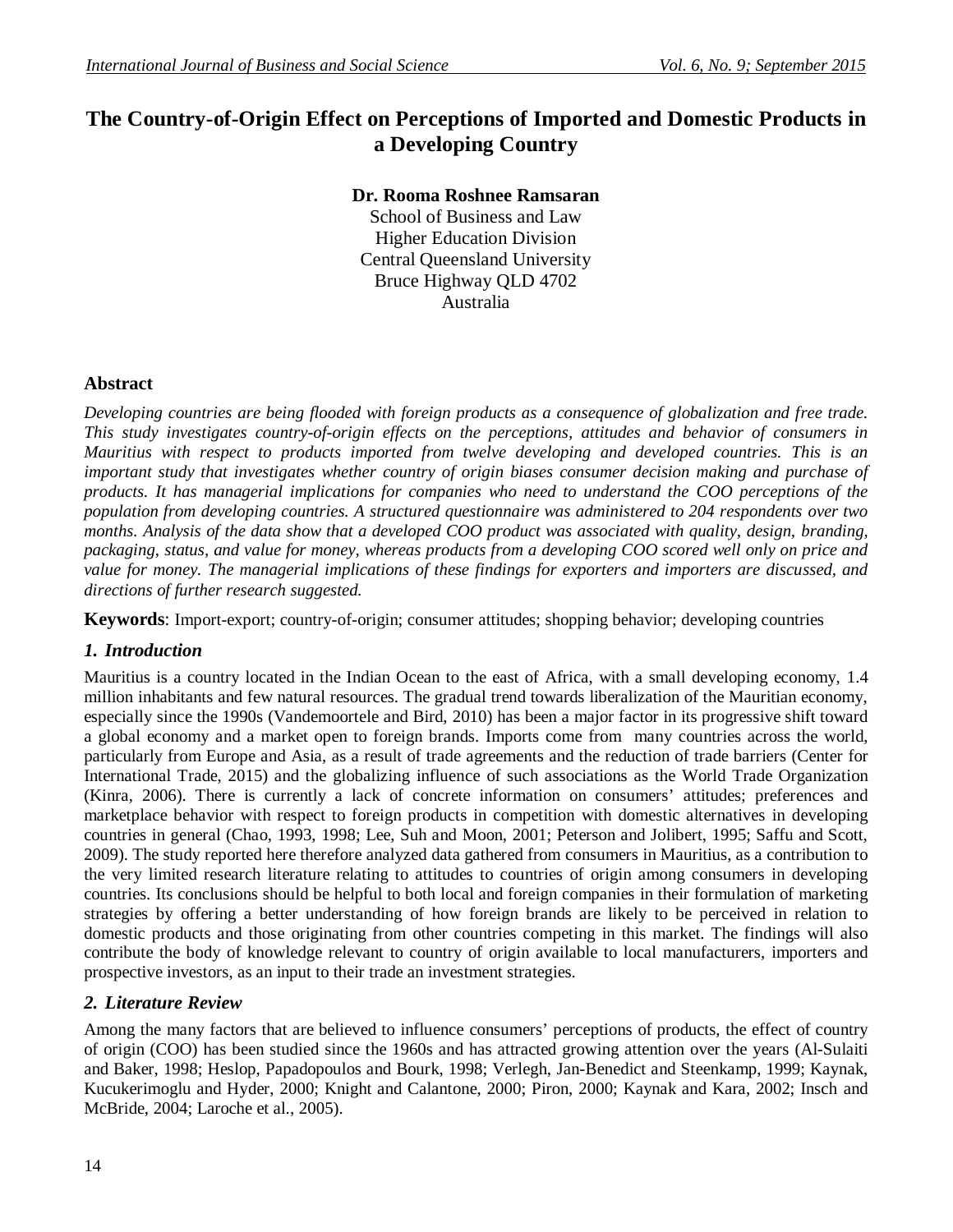# The Country-of-Origin Effect on Perceptions of Imported and Domestic Products in a Developing Country

**Dr. Rooma Roshnee Ramsaran**
School of Business and Law
Higher Education Division
Central Queensland University
Bruce Highway QLD 4702
Australia

## Abstract

*Developing countries are being flooded with foreign products as a consequence of globalization and free trade. This study investigates country-of-origin effects on the perceptions, attitudes and behavior of consumers in Mauritius with respect to products imported from twelve developing and developed countries. This is an important study that investigates whether country of origin biases consumer decision making and purchase of products. It has managerial implications for companies who need to understand the COO perceptions of the population from developing countries. A structured questionnaire was administered to 204 respondents over two months. Analysis of the data show that a developed COO product was associated with quality, design, branding, packaging, status, and value for money, whereas products from a developing COO scored well only on price and value for money. The managerial implications of these findings for exporters and importers are discussed, and directions of further research suggested.*

**Keywords**: Import-export; country-of-origin; consumer attitudes; shopping behavior; developing countries

## *1. Introduction*

Mauritius is a country located in the Indian Ocean to the east of Africa, with a small developing economy, 1.4 million inhabitants and few natural resources. The gradual trend towards liberalization of the Mauritian economy, especially since the 1990s (Vandemoortele and Bird, 2010) has been a major factor in its progressive shift toward a global economy and a market open to foreign brands. Imports come from many countries across the world, particularly from Europe and Asia, as a result of trade agreements and the reduction of trade barriers (Center for International Trade, 2015) and the globalizing influence of such associations as the World Trade Organization (Kinra, 2006). There is currently a lack of concrete information on consumers' attitudes; preferences and marketplace behavior with respect to foreign products in competition with domestic alternatives in developing countries in general (Chao, 1993, 1998; Lee, Suh and Moon, 2001; Peterson and Jolibert, 1995; Saffu and Scott, 2009). The study reported here therefore analyzed data gathered from consumers in Mauritius, as a contribution to the very limited research literature relating to attitudes to countries of origin among consumers in developing countries. Its conclusions should be helpful to both local and foreign companies in their formulation of marketing strategies by offering a better understanding of how foreign brands are likely to be perceived in relation to domestic products and those originating from other countries competing in this market. The findings will also contribute the body of knowledge relevant to country of origin available to local manufacturers, importers and prospective investors, as an input to their trade an investment strategies.

## *2. Literature Review*

Among the many factors that are believed to influence consumers' perceptions of products, the effect of country of origin (COO) has been studied since the 1960s and has attracted growing attention over the years (Al-Sulaiti and Baker, 1998; Heslop, Papadopoulos and Bourk, 1998; Verlegh, Jan-Benedict and Steenkamp, 1999; Kaynak, Kucukerimoglu and Hyder, 2000; Knight and Calantone, 2000; Piron, 2000; Kaynak and Kara, 2002; Insch and McBride, 2004; Laroche et al., 2005).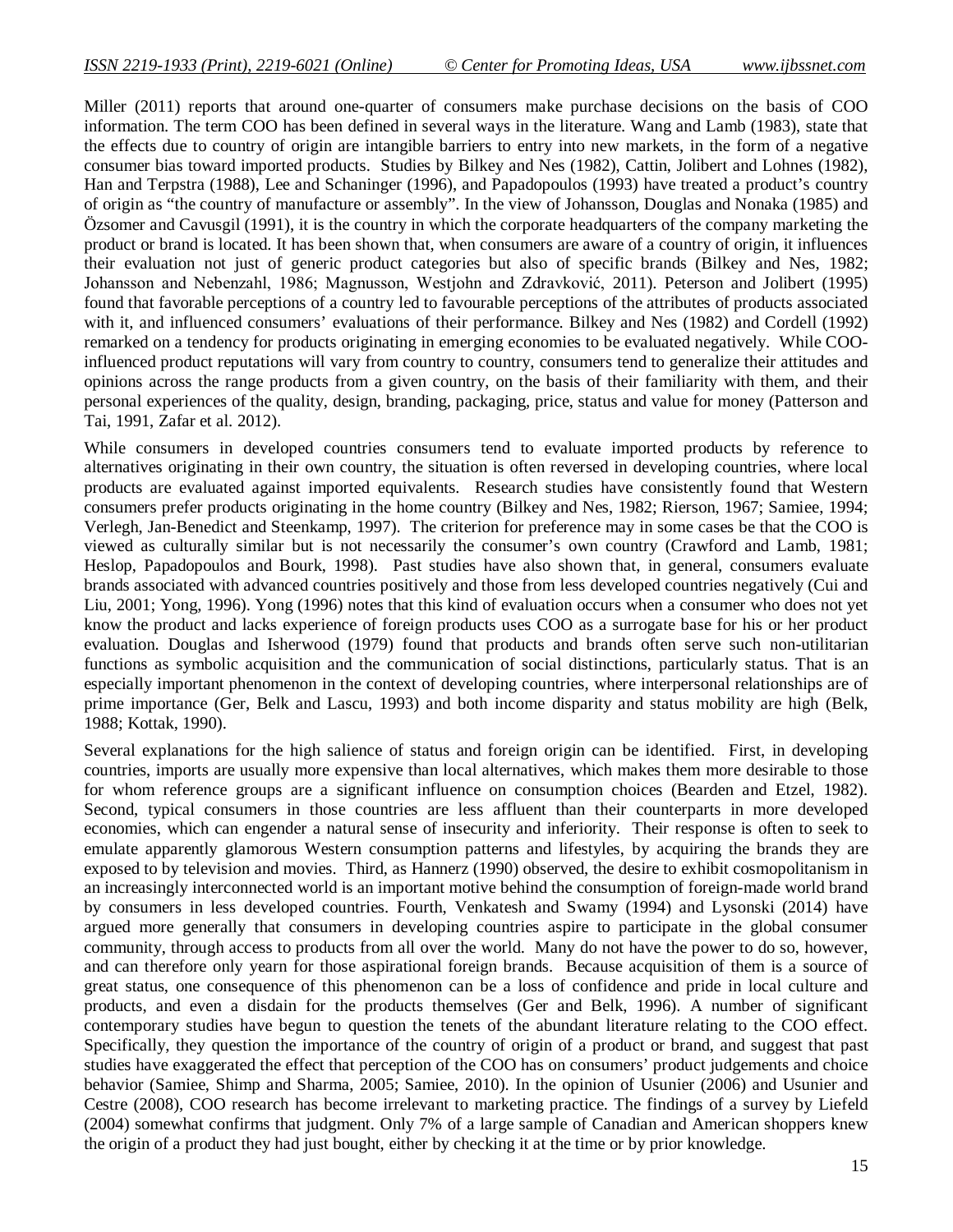Miller (2011) reports that around one-quarter of consumers make purchase decisions on the basis of COO information. The term COO has been defined in several ways in the literature. Wang and Lamb (1983), state that the effects due to country of origin are intangible barriers to entry into new markets, in the form of a negative consumer bias toward imported products. Studies by Bilkey and Nes (1982), Cattin, Jolibert and Lohnes (1982), Han and Terpstra (1988), Lee and Schaninger (1996), and Papadopoulos (1993) have treated a product's country of origin as "the country of manufacture or assembly". In the view of Johansson, Douglas and Nonaka (1985) and Özsomer and Cavusgil (1991), it is the country in which the corporate headquarters of the company marketing the product or brand is located. It has been shown that, when consumers are aware of a country of origin, it influences their evaluation not just of generic product categories but also of specific brands (Bilkey and Nes, 1982; Johansson and Nebenzahl, 1986; Magnusson, Westjohn and Zdravković, 2011). Peterson and Jolibert (1995) found that favorable perceptions of a country led to favourable perceptions of the attributes of products associated with it, and influenced consumers' evaluations of their performance. Bilkey and Nes (1982) and Cordell (1992) remarked on a tendency for products originating in emerging economies to be evaluated negatively. While COO-influenced product reputations will vary from country to country, consumers tend to generalize their attitudes and opinions across the range products from a given country, on the basis of their familiarity with them, and their personal experiences of the quality, design, branding, packaging, price, status and value for money (Patterson and Tai, 1991, Zafar et al. 2012).

While consumers in developed countries consumers tend to evaluate imported products by reference to alternatives originating in their own country, the situation is often reversed in developing countries, where local products are evaluated against imported equivalents. Research studies have consistently found that Western consumers prefer products originating in the home country (Bilkey and Nes, 1982; Rierson, 1967; Samiee, 1994; Verlegh, Jan-Benedict and Steenkamp, 1997). The criterion for preference may in some cases be that the COO is viewed as culturally similar but is not necessarily the consumer's own country (Crawford and Lamb, 1981; Heslop, Papadopoulos and Bourk, 1998). Past studies have also shown that, in general, consumers evaluate brands associated with advanced countries positively and those from less developed countries negatively (Cui and Liu, 2001; Yong, 1996). Yong (1996) notes that this kind of evaluation occurs when a consumer who does not yet know the product and lacks experience of foreign products uses COO as a surrogate base for his or her product evaluation. Douglas and Isherwood (1979) found that products and brands often serve such non-utilitarian functions as symbolic acquisition and the communication of social distinctions, particularly status. That is an especially important phenomenon in the context of developing countries, where interpersonal relationships are of prime importance (Ger, Belk and Lascu, 1993) and both income disparity and status mobility are high (Belk, 1988; Kottak, 1990).

Several explanations for the high salience of status and foreign origin can be identified. First, in developing countries, imports are usually more expensive than local alternatives, which makes them more desirable to those for whom reference groups are a significant influence on consumption choices (Bearden and Etzel, 1982). Second, typical consumers in those countries are less affluent than their counterparts in more developed economies, which can engender a natural sense of insecurity and inferiority. Their response is often to seek to emulate apparently glamorous Western consumption patterns and lifestyles, by acquiring the brands they are exposed to by television and movies. Third, as Hannerz (1990) observed, the desire to exhibit cosmopolitanism in an increasingly interconnected world is an important motive behind the consumption of foreign-made world brand by consumers in less developed countries. Fourth, Venkatesh and Swamy (1994) and Lysonski (2014) have argued more generally that consumers in developing countries aspire to participate in the global consumer community, through access to products from all over the world. Many do not have the power to do so, however, and can therefore only yearn for those aspirational foreign brands. Because acquisition of them is a source of great status, one consequence of this phenomenon can be a loss of confidence and pride in local culture and products, and even a disdain for the products themselves (Ger and Belk, 1996). A number of significant contemporary studies have begun to question the tenets of the abundant literature relating to the COO effect. Specifically, they question the importance of the country of origin of a product or brand, and suggest that past studies have exaggerated the effect that perception of the COO has on consumers' product judgements and choice behavior (Samiee, Shimp and Sharma, 2005; Samiee, 2010). In the opinion of Usunier (2006) and Usunier and Cestre (2008), COO research has become irrelevant to marketing practice. The findings of a survey by Liefeld (2004) somewhat confirms that judgment. Only 7% of a large sample of Canadian and American shoppers knew the origin of a product they had just bought, either by checking it at the time or by prior knowledge.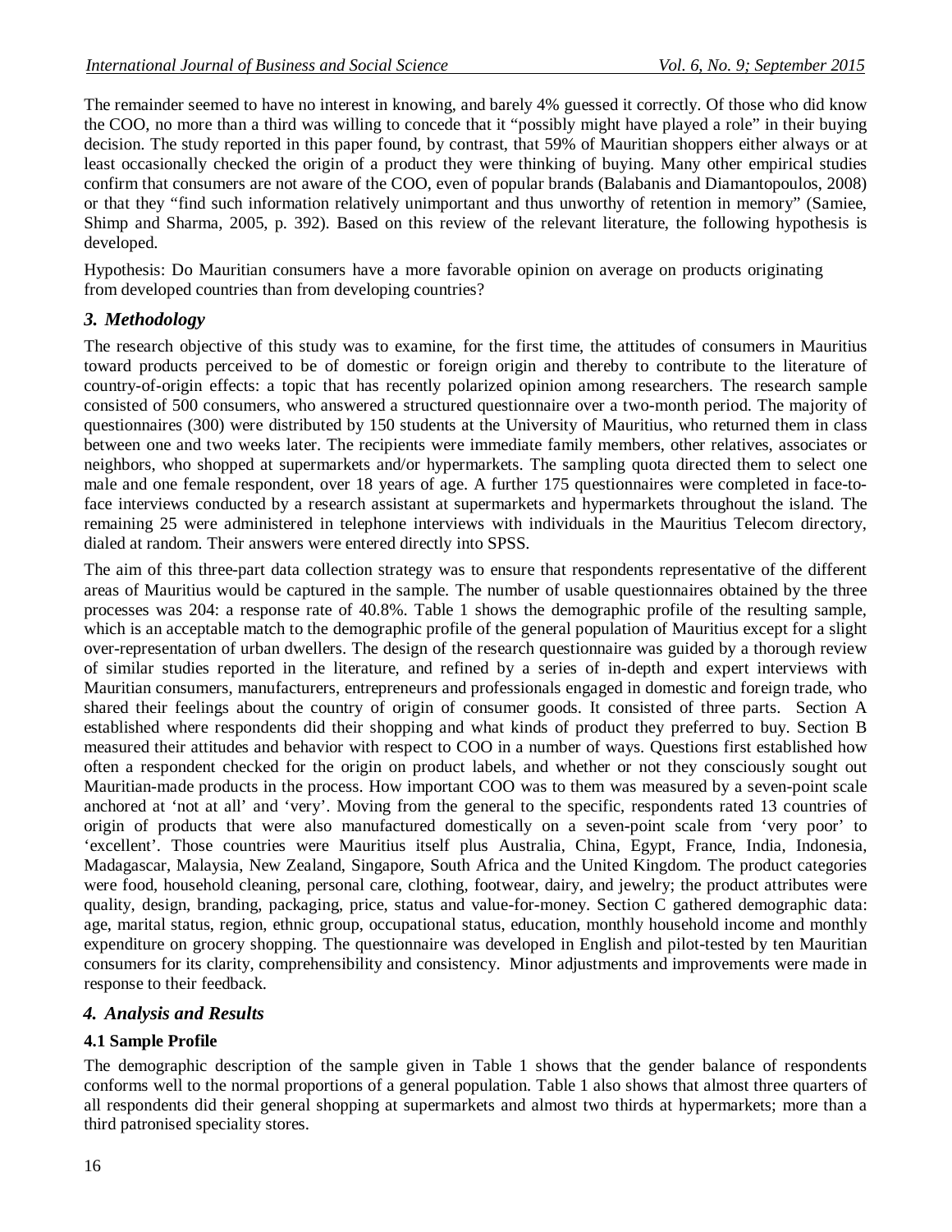The remainder seemed to have no interest in knowing, and barely 4% guessed it correctly. Of those who did know the COO, no more than a third was willing to concede that it "possibly might have played a role" in their buying decision. The study reported in this paper found, by contrast, that 59% of Mauritian shoppers either always or at least occasionally checked the origin of a product they were thinking of buying. Many other empirical studies confirm that consumers are not aware of the COO, even of popular brands (Balabanis and Diamantopoulos, 2008) or that they "find such information relatively unimportant and thus unworthy of retention in memory" (Samiee, Shimp and Sharma, 2005, p. 392). Based on this review of the relevant literature, the following hypothesis is developed.

Hypothesis: Do Mauritian consumers have a more favorable opinion on average on products originating from developed countries than from developing countries?

## *3. Methodology*

The research objective of this study was to examine, for the first time, the attitudes of consumers in Mauritius toward products perceived to be of domestic or foreign origin and thereby to contribute to the literature of country-of-origin effects: a topic that has recently polarized opinion among researchers. The research sample consisted of 500 consumers, who answered a structured questionnaire over a two-month period. The majority of questionnaires (300) were distributed by 150 students at the University of Mauritius, who returned them in class between one and two weeks later. The recipients were immediate family members, other relatives, associates or neighbors, who shopped at supermarkets and/or hypermarkets. The sampling quota directed them to select one male and one female respondent, over 18 years of age. A further 175 questionnaires were completed in face-to-face interviews conducted by a research assistant at supermarkets and hypermarkets throughout the island. The remaining 25 were administered in telephone interviews with individuals in the Mauritius Telecom directory, dialed at random. Their answers were entered directly into SPSS.

The aim of this three-part data collection strategy was to ensure that respondents representative of the different areas of Mauritius would be captured in the sample. The number of usable questionnaires obtained by the three processes was 204: a response rate of 40.8%. Table 1 shows the demographic profile of the resulting sample, which is an acceptable match to the demographic profile of the general population of Mauritius except for a slight over-representation of urban dwellers. The design of the research questionnaire was guided by a thorough review of similar studies reported in the literature, and refined by a series of in-depth and expert interviews with Mauritian consumers, manufacturers, entrepreneurs and professionals engaged in domestic and foreign trade, who shared their feelings about the country of origin of consumer goods. It consisted of three parts. Section A established where respondents did their shopping and what kinds of product they preferred to buy. Section B measured their attitudes and behavior with respect to COO in a number of ways. Questions first established how often a respondent checked for the origin on product labels, and whether or not they consciously sought out Mauritian-made products in the process. How important COO was to them was measured by a seven-point scale anchored at 'not at all' and 'very'. Moving from the general to the specific, respondents rated 13 countries of origin of products that were also manufactured domestically on a seven-point scale from 'very poor' to 'excellent'. Those countries were Mauritius itself plus Australia, China, Egypt, France, India, Indonesia, Madagascar, Malaysia, New Zealand, Singapore, South Africa and the United Kingdom. The product categories were food, household cleaning, personal care, clothing, footwear, dairy, and jewelry; the product attributes were quality, design, branding, packaging, price, status and value-for-money. Section C gathered demographic data: age, marital status, region, ethnic group, occupational status, education, monthly household income and monthly expenditure on grocery shopping. The questionnaire was developed in English and pilot-tested by ten Mauritian consumers for its clarity, comprehensibility and consistency. Minor adjustments and improvements were made in response to their feedback.

## *4. Analysis and Results*

### 4.1 Sample Profile

The demographic description of the sample given in Table 1 shows that the gender balance of respondents conforms well to the normal proportions of a general population. Table 1 also shows that almost three quarters of all respondents did their general shopping at supermarkets and almost two thirds at hypermarkets; more than a third patronised speciality stores.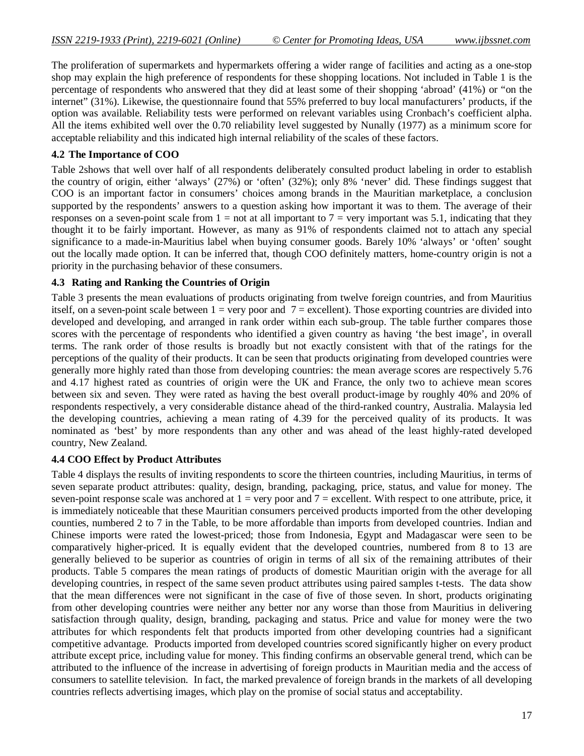The proliferation of supermarkets and hypermarkets offering a wider range of facilities and acting as a one-stop shop may explain the high preference of respondents for these shopping locations. Not included in Table 1 is the percentage of respondents who answered that they did at least some of their shopping 'abroad' (41%) or "on the internet" (31%). Likewise, the questionnaire found that 55% preferred to buy local manufacturers' products, if the option was available. Reliability tests were performed on relevant variables using Cronbach's coefficient alpha. All the items exhibited well over the 0.70 reliability level suggested by Nunally (1977) as a minimum score for acceptable reliability and this indicated high internal reliability of the scales of these factors.

### 4.2 The Importance of COO

Table 2shows that well over half of all respondents deliberately consulted product labeling in order to establish the country of origin, either 'always' (27%) or 'often' (32%); only 8% 'never' did. These findings suggest that COO is an important factor in consumers' choices among brands in the Mauritian marketplace, a conclusion supported by the respondents' answers to a question asking how important it was to them. The average of their responses on a seven-point scale from 1 = not at all important to 7 = very important was 5.1, indicating that they thought it to be fairly important. However, as many as 91% of respondents claimed not to attach any special significance to a made-in-Mauritius label when buying consumer goods. Barely 10% 'always' or 'often' sought out the locally made option. It can be inferred that, though COO definitely matters, home-country origin is not a priority in the purchasing behavior of these consumers.

### 4.3 Rating and Ranking the Countries of Origin

Table 3 presents the mean evaluations of products originating from twelve foreign countries, and from Mauritius itself, on a seven-point scale between 1 = very poor and 7 = excellent). Those exporting countries are divided into developed and developing, and arranged in rank order within each sub-group. The table further compares those scores with the percentage of respondents who identified a given country as having 'the best image', in overall terms. The rank order of those results is broadly but not exactly consistent with that of the ratings for the perceptions of the quality of their products. It can be seen that products originating from developed countries were generally more highly rated than those from developing countries: the mean average scores are respectively 5.76 and 4.17 highest rated as countries of origin were the UK and France, the only two to achieve mean scores between six and seven. They were rated as having the best overall product-image by roughly 40% and 20% of respondents respectively, a very considerable distance ahead of the third-ranked country, Australia. Malaysia led the developing countries, achieving a mean rating of 4.39 for the perceived quality of its products. It was nominated as 'best' by more respondents than any other and was ahead of the least highly-rated developed country, New Zealand.

### 4.4 COO Effect by Product Attributes

Table 4 displays the results of inviting respondents to score the thirteen countries, including Mauritius, in terms of seven separate product attributes: quality, design, branding, packaging, price, status, and value for money. The seven-point response scale was anchored at 1 = very poor and 7 = excellent. With respect to one attribute, price, it is immediately noticeable that these Mauritian consumers perceived products imported from the other developing counties, numbered 2 to 7 in the Table, to be more affordable than imports from developed countries. Indian and Chinese imports were rated the lowest-priced; those from Indonesia, Egypt and Madagascar were seen to be comparatively higher-priced. It is equally evident that the developed countries, numbered from 8 to 13 are generally believed to be superior as countries of origin in terms of all six of the remaining attributes of their products. Table 5 compares the mean ratings of products of domestic Mauritian origin with the average for all developing countries, in respect of the same seven product attributes using paired samples t-tests. The data show that the mean differences were not significant in the case of five of those seven. In short, products originating from other developing countries were neither any better nor any worse than those from Mauritius in delivering satisfaction through quality, design, branding, packaging and status. Price and value for money were the two attributes for which respondents felt that products imported from other developing countries had a significant competitive advantage. Products imported from developed countries scored significantly higher on every product attribute except price, including value for money. This finding confirms an observable general trend, which can be attributed to the influence of the increase in advertising of foreign products in Mauritian media and the access of consumers to satellite television. In fact, the marked prevalence of foreign brands in the markets of all developing countries reflects advertising images, which play on the promise of social status and acceptability.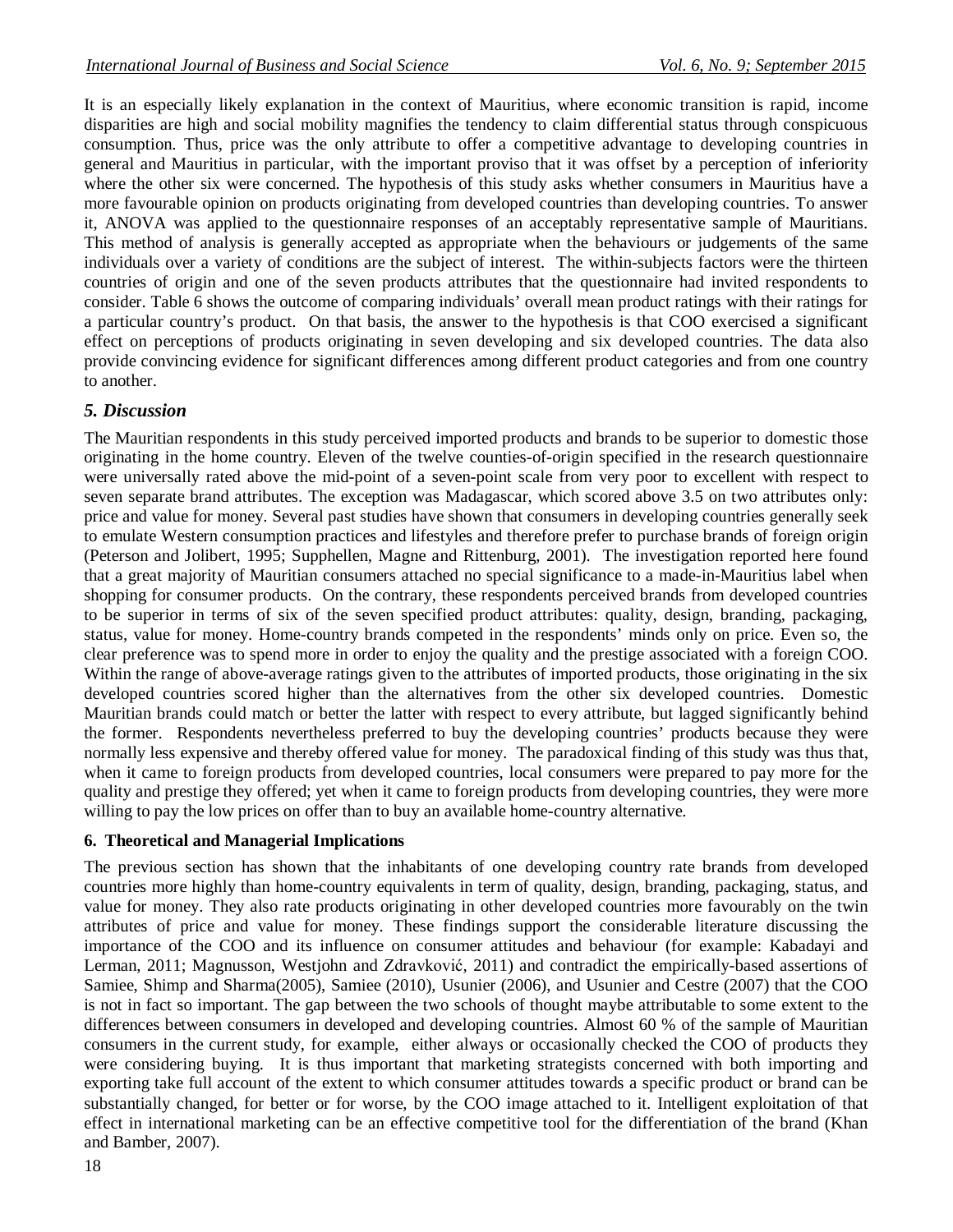It is an especially likely explanation in the context of Mauritius, where economic transition is rapid, income disparities are high and social mobility magnifies the tendency to claim differential status through conspicuous consumption. Thus, price was the only attribute to offer a competitive advantage to developing countries in general and Mauritius in particular, with the important proviso that it was offset by a perception of inferiority where the other six were concerned. The hypothesis of this study asks whether consumers in Mauritius have a more favourable opinion on products originating from developed countries than developing countries. To answer it, ANOVA was applied to the questionnaire responses of an acceptably representative sample of Mauritians. This method of analysis is generally accepted as appropriate when the behaviours or judgements of the same individuals over a variety of conditions are the subject of interest. The within-subjects factors were the thirteen countries of origin and one of the seven products attributes that the questionnaire had invited respondents to consider. Table 6 shows the outcome of comparing individuals' overall mean product ratings with their ratings for a particular country's product. On that basis, the answer to the hypothesis is that COO exercised a significant effect on perceptions of products originating in seven developing and six developed countries. The data also provide convincing evidence for significant differences among different product categories and from one country to another.

## *5. Discussion*

The Mauritian respondents in this study perceived imported products and brands to be superior to domestic those originating in the home country. Eleven of the twelve counties-of-origin specified in the research questionnaire were universally rated above the mid-point of a seven-point scale from very poor to excellent with respect to seven separate brand attributes. The exception was Madagascar, which scored above 3.5 on two attributes only: price and value for money. Several past studies have shown that consumers in developing countries generally seek to emulate Western consumption practices and lifestyles and therefore prefer to purchase brands of foreign origin (Peterson and Jolibert, 1995; Supphellen, Magne and Rittenburg, 2001). The investigation reported here found that a great majority of Mauritian consumers attached no special significance to a made-in-Mauritius label when shopping for consumer products. On the contrary, these respondents perceived brands from developed countries to be superior in terms of six of the seven specified product attributes: quality, design, branding, packaging, status, value for money. Home-country brands competed in the respondents' minds only on price. Even so, the clear preference was to spend more in order to enjoy the quality and the prestige associated with a foreign COO. Within the range of above-average ratings given to the attributes of imported products, those originating in the six developed countries scored higher than the alternatives from the other six developed countries. Domestic Mauritian brands could match or better the latter with respect to every attribute, but lagged significantly behind the former. Respondents nevertheless preferred to buy the developing countries' products because they were normally less expensive and thereby offered value for money. The paradoxical finding of this study was thus that, when it came to foreign products from developed countries, local consumers were prepared to pay more for the quality and prestige they offered; yet when it came to foreign products from developing countries, they were more willing to pay the low prices on offer than to buy an available home-country alternative.

## **6. Theoretical and Managerial Implications**

The previous section has shown that the inhabitants of one developing country rate brands from developed countries more highly than home-country equivalents in term of quality, design, branding, packaging, status, and value for money. They also rate products originating in other developed countries more favourably on the twin attributes of price and value for money. These findings support the considerable literature discussing the importance of the COO and its influence on consumer attitudes and behaviour (for example: Kabadayi and Lerman, 2011; Magnusson, Westjohn and Zdravković, 2011) and contradict the empirically-based assertions of Samiee, Shimp and Sharma(2005), Samiee (2010), Usunier (2006), and Usunier and Cestre (2007) that the COO is not in fact so important. The gap between the two schools of thought maybe attributable to some extent to the differences between consumers in developed and developing countries. Almost 60 % of the sample of Mauritian consumers in the current study, for example, either always or occasionally checked the COO of products they were considering buying. It is thus important that marketing strategists concerned with both importing and exporting take full account of the extent to which consumer attitudes towards a specific product or brand can be substantially changed, for better or for worse, by the COO image attached to it. Intelligent exploitation of that effect in international marketing can be an effective competitive tool for the differentiation of the brand (Khan and Bamber, 2007).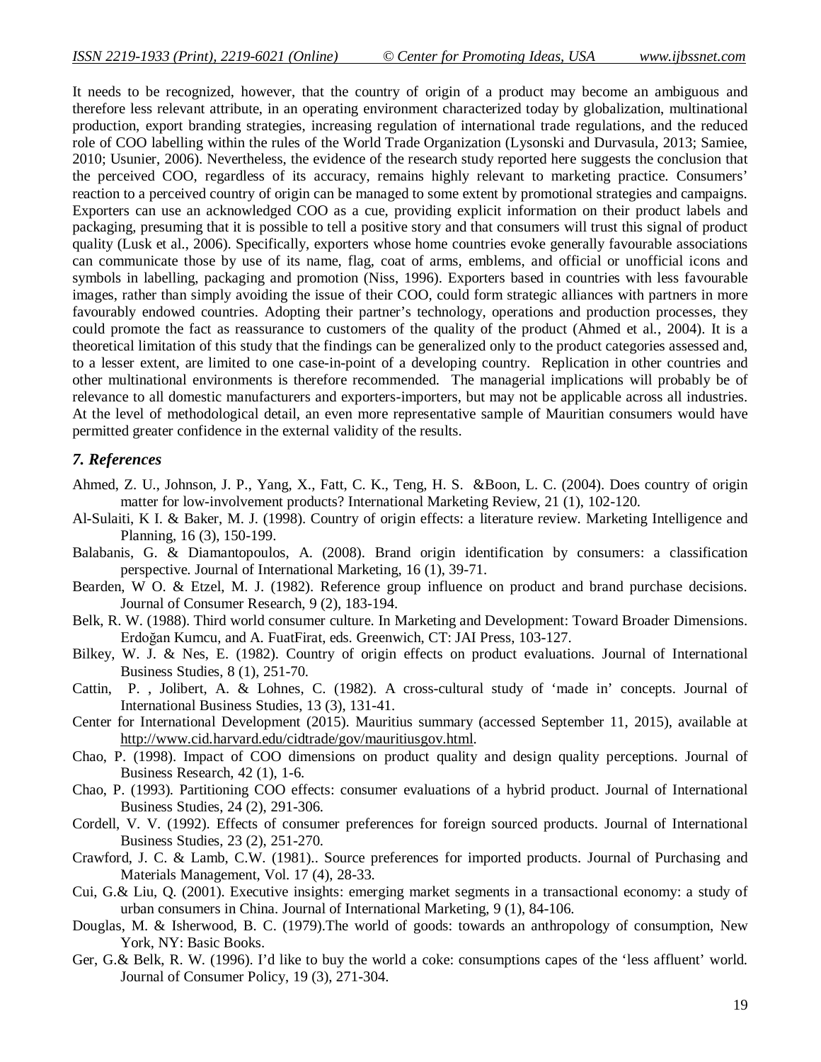It needs to be recognized, however, that the country of origin of a product may become an ambiguous and therefore less relevant attribute, in an operating environment characterized today by globalization, multinational production, export branding strategies, increasing regulation of international trade regulations, and the reduced role of COO labelling within the rules of the World Trade Organization (Lysonski and Durvasula, 2013; Samiee, 2010; Usunier, 2006). Nevertheless, the evidence of the research study reported here suggests the conclusion that the perceived COO, regardless of its accuracy, remains highly relevant to marketing practice. Consumers' reaction to a perceived country of origin can be managed to some extent by promotional strategies and campaigns. Exporters can use an acknowledged COO as a cue, providing explicit information on their product labels and packaging, presuming that it is possible to tell a positive story and that consumers will trust this signal of product quality (Lusk et al., 2006). Specifically, exporters whose home countries evoke generally favourable associations can communicate those by use of its name, flag, coat of arms, emblems, and official or unofficial icons and symbols in labelling, packaging and promotion (Niss, 1996). Exporters based in countries with less favourable images, rather than simply avoiding the issue of their COO, could form strategic alliances with partners in more favourably endowed countries. Adopting their partner's technology, operations and production processes, they could promote the fact as reassurance to customers of the quality of the product (Ahmed et al., 2004). It is a theoretical limitation of this study that the findings can be generalized only to the product categories assessed and, to a lesser extent, are limited to one case-in-point of a developing country. Replication in other countries and other multinational environments is therefore recommended. The managerial implications will probably be of relevance to all domestic manufacturers and exporters-importers, but may not be applicable across all industries. At the level of methodological detail, an even more representative sample of Mauritian consumers would have permitted greater confidence in the external validity of the results.

## *7. References*

Ahmed, Z. U., Johnson, J. P., Yang, X., Fatt, C. K., Teng, H. S. &Boon, L. C. (2004). Does country of origin matter for low-involvement products? International Marketing Review, 21 (1), 102-120.

Al-Sulaiti, K I. & Baker, M. J. (1998). Country of origin effects: a literature review. Marketing Intelligence and Planning, 16 (3), 150-199.

Balabanis, G. & Diamantopoulos, A. (2008). Brand origin identification by consumers: a classification perspective. Journal of International Marketing, 16 (1), 39-71.

Bearden, W O. & Etzel, M. J. (1982). Reference group influence on product and brand purchase decisions. Journal of Consumer Research, 9 (2), 183-194.

Belk, R. W. (1988). Third world consumer culture. In Marketing and Development: Toward Broader Dimensions. Erdoğan Kumcu, and A. FuatFirat, eds. Greenwich, CT: JAI Press, 103-127.

Bilkey, W. J. & Nes, E. (1982). Country of origin effects on product evaluations. Journal of International Business Studies, 8 (1), 251-70.

Cattin, P. , Jolibert, A. & Lohnes, C. (1982). A cross-cultural study of 'made in' concepts. Journal of International Business Studies, 13 (3), 131-41.

Center for International Development (2015). Mauritius summary (accessed September 11, 2015), available at http://www.cid.harvard.edu/cidtrade/gov/mauritiusgov.html.

Chao, P. (1998). Impact of COO dimensions on product quality and design quality perceptions. Journal of Business Research, 42 (1), 1-6.

Chao, P. (1993). Partitioning COO effects: consumer evaluations of a hybrid product. Journal of International Business Studies, 24 (2), 291-306.

Cordell, V. V. (1992). Effects of consumer preferences for foreign sourced products. Journal of International Business Studies, 23 (2), 251-270.

Crawford, J. C. & Lamb, C.W. (1981).. Source preferences for imported products. Journal of Purchasing and Materials Management, Vol. 17 (4), 28-33.

Cui, G.& Liu, Q. (2001). Executive insights: emerging market segments in a transactional economy: a study of urban consumers in China. Journal of International Marketing, 9 (1), 84-106.

Douglas, M. & Isherwood, B. C. (1979).The world of goods: towards an anthropology of consumption, New York, NY: Basic Books.

Ger, G.& Belk, R. W. (1996). I'd like to buy the world a coke: consumptions capes of the 'less affluent' world. Journal of Consumer Policy, 19 (3), 271-304.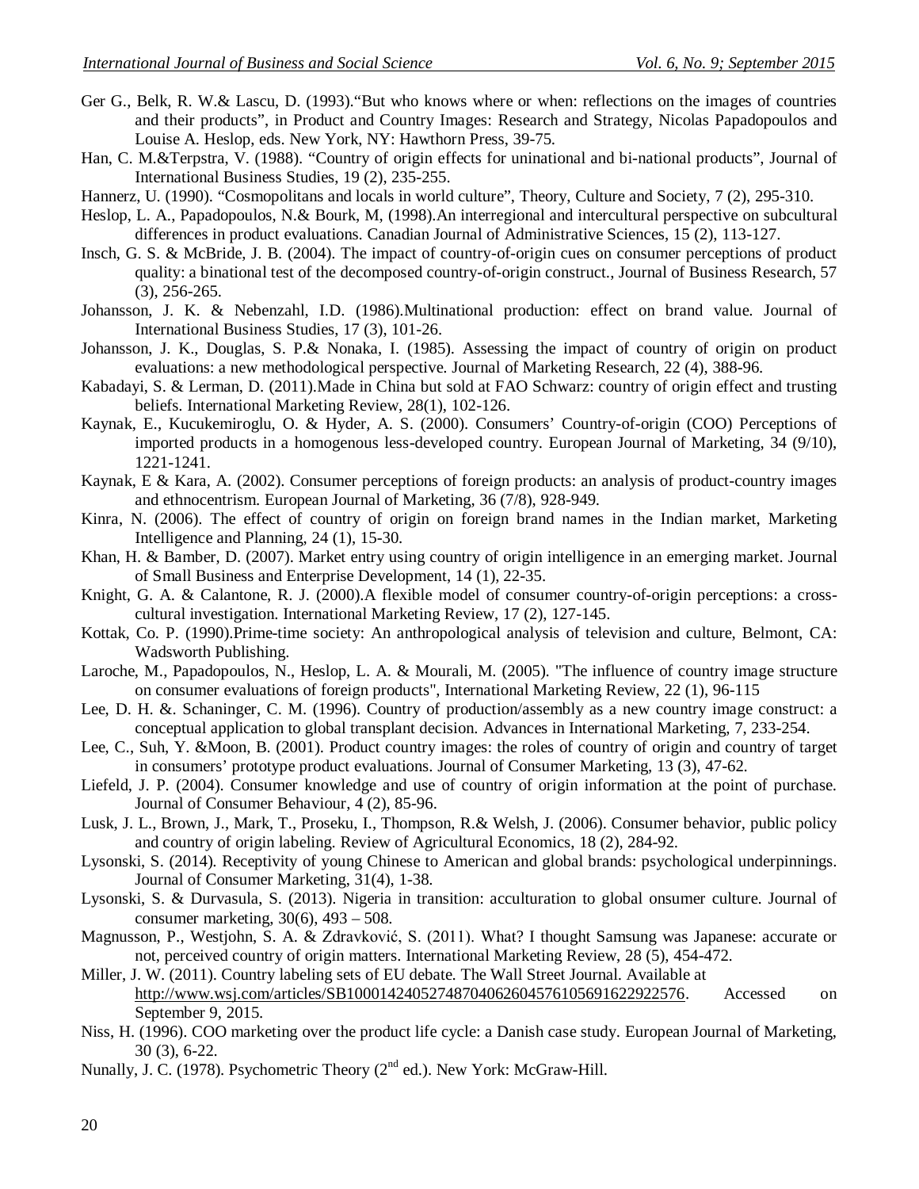Ger G., Belk, R. W.& Lascu, D. (1993).“But who knows where or when: reflections on the images of countries and their products”, in Product and Country Images: Research and Strategy, Nicolas Papadopoulos and Louise A. Heslop, eds. New York, NY: Hawthorn Press, 39-75.

Han, C. M.&Terpstra, V. (1988). “Country of origin effects for uninational and bi-national products”, Journal of International Business Studies, 19 (2), 235-255.

Hannerz, U. (1990). “Cosmopolitans and locals in world culture”, Theory, Culture and Society, 7 (2), 295-310.

Heslop, L. A., Papadopoulos, N.& Bourk, M, (1998).An interregional and intercultural perspective on subcultural differences in product evaluations. Canadian Journal of Administrative Sciences, 15 (2), 113-127.

Insch, G. S. & McBride, J. B. (2004). The impact of country-of-origin cues on consumer perceptions of product quality: a binational test of the decomposed country-of-origin construct., Journal of Business Research, 57 (3), 256-265.

Johansson, J. K. & Nebenzahl, I.D. (1986).Multinational production: effect on brand value. Journal of International Business Studies, 17 (3), 101-26.

Johansson, J. K., Douglas, S. P.& Nonaka, I. (1985). Assessing the impact of country of origin on product evaluations: a new methodological perspective. Journal of Marketing Research, 22 (4), 388-96.

Kabadayi, S. & Lerman, D. (2011).Made in China but sold at FAO Schwarz: country of origin effect and trusting beliefs. International Marketing Review, 28(1), 102-126.

Kaynak, E., Kucukemiroglu, O. & Hyder, A. S. (2000). Consumers’ Country-of-origin (COO) Perceptions of imported products in a homogenous less-developed country. European Journal of Marketing, 34 (9/10), 1221-1241.

Kaynak, E & Kara, A. (2002). Consumer perceptions of foreign products: an analysis of product-country images and ethnocentrism. European Journal of Marketing, 36 (7/8), 928-949.

Kinra, N. (2006). The effect of country of origin on foreign brand names in the Indian market, Marketing Intelligence and Planning, 24 (1), 15-30.

Khan, H. & Bamber, D. (2007). Market entry using country of origin intelligence in an emerging market. Journal of Small Business and Enterprise Development, 14 (1), 22-35.

Knight, G. A. & Calantone, R. J. (2000).A flexible model of consumer country-of-origin perceptions: a cross-cultural investigation. International Marketing Review, 17 (2), 127-145.

Kottak, Co. P. (1990).Prime-time society: An anthropological analysis of television and culture, Belmont, CA: Wadsworth Publishing.

Laroche, M., Papadopoulos, N., Heslop, L. A. & Mourali, M. (2005). "The influence of country image structure on consumer evaluations of foreign products", International Marketing Review, 22 (1), 96-115

Lee, D. H. &. Schaninger, C. M. (1996). Country of production/assembly as a new country image construct: a conceptual application to global transplant decision. Advances in International Marketing, 7, 233-254.

Lee, C., Suh, Y. &Moon, B. (2001). Product country images: the roles of country of origin and country of target in consumers’ prototype product evaluations. Journal of Consumer Marketing, 13 (3), 47-62.

Liefeld, J. P. (2004). Consumer knowledge and use of country of origin information at the point of purchase. Journal of Consumer Behaviour, 4 (2), 85-96.

Lusk, J. L., Brown, J., Mark, T., Proseku, I., Thompson, R.& Welsh, J. (2006). Consumer behavior, public policy and country of origin labeling. Review of Agricultural Economics, 18 (2), 284-92.

Lysonski, S. (2014). Receptivity of young Chinese to American and global brands: psychological underpinnings. Journal of Consumer Marketing, 31(4), 1-38.

Lysonski, S. & Durvasula, S. (2013). Nigeria in transition: acculturation to global onsumer culture. Journal of consumer marketing, 30(6), 493 – 508.

Magnusson, P., Westjohn, S. A. & Zdravković, S. (2011). What? I thought Samsung was Japanese: accurate or not, perceived country of origin matters. International Marketing Review, 28 (5), 454-472.

Miller, J. W. (2011). Country labeling sets of EU debate. The Wall Street Journal. Available at http://www.wsj.com/articles/SB10001424052748704062604576105691622922576. Accessed on September 9, 2015.

Niss, H. (1996). COO marketing over the product life cycle: a Danish case study. European Journal of Marketing, 30 (3), 6-22.

Nunally, J. C. (1978). Psychometric Theory (2nd ed.). New York: McGraw-Hill.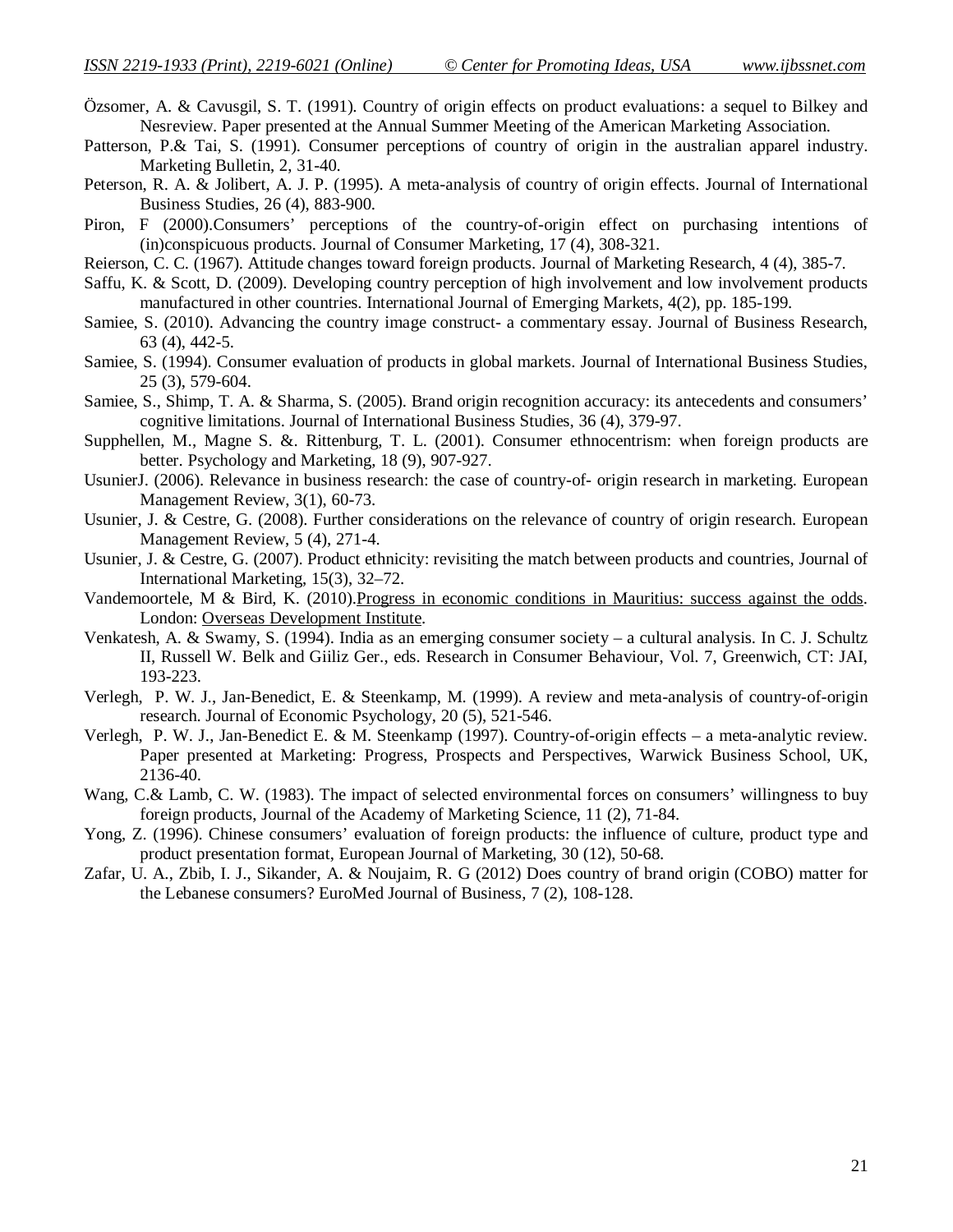Özsomer, A. & Cavusgil, S. T. (1991). Country of origin effects on product evaluations: a sequel to Bilkey and Nesreview. Paper presented at the Annual Summer Meeting of the American Marketing Association.

Patterson, P.& Tai, S. (1991). Consumer perceptions of country of origin in the australian apparel industry. Marketing Bulletin, 2, 31-40.

Peterson, R. A. & Jolibert, A. J. P. (1995). A meta-analysis of country of origin effects. Journal of International Business Studies, 26 (4), 883-900.

Piron, F (2000).Consumers' perceptions of the country-of-origin effect on purchasing intentions of (in)conspicuous products. Journal of Consumer Marketing, 17 (4), 308-321.

Reierson, C. C. (1967). Attitude changes toward foreign products. Journal of Marketing Research, 4 (4), 385-7.

Saffu, K. & Scott, D. (2009). Developing country perception of high involvement and low involvement products manufactured in other countries. International Journal of Emerging Markets, 4(2), pp. 185-199.

Samiee, S. (2010). Advancing the country image construct- a commentary essay. Journal of Business Research, 63 (4), 442-5.

Samiee, S. (1994). Consumer evaluation of products in global markets. Journal of International Business Studies, 25 (3), 579-604.

Samiee, S., Shimp, T. A. & Sharma, S. (2005). Brand origin recognition accuracy: its antecedents and consumers' cognitive limitations. Journal of International Business Studies, 36 (4), 379-97.

Supphellen, M., Magne S. &. Rittenburg, T. L. (2001). Consumer ethnocentrism: when foreign products are better. Psychology and Marketing, 18 (9), 907-927.

UsunierJ. (2006). Relevance in business research: the case of country-of- origin research in marketing. European Management Review, 3(1), 60-73.

Usunier, J. & Cestre, G. (2008). Further considerations on the relevance of country of origin research. European Management Review, 5 (4), 271-4.

Usunier, J. & Cestre, G. (2007). Product ethnicity: revisiting the match between products and countries, Journal of International Marketing, 15(3), 32–72.

Vandemoortele, M & Bird, K. (2010).Progress in economic conditions in Mauritius: success against the odds. London: Overseas Development Institute.

Venkatesh, A. & Swamy, S. (1994). India as an emerging consumer society – a cultural analysis. In C. J. Schultz II, Russell W. Belk and Giiliz Ger., eds. Research in Consumer Behaviour, Vol. 7, Greenwich, CT: JAI, 193-223.

Verlegh, P. W. J., Jan-Benedict, E. & Steenkamp, M. (1999). A review and meta-analysis of country-of-origin research. Journal of Economic Psychology, 20 (5), 521-546.

Verlegh, P. W. J., Jan-Benedict E. & M. Steenkamp (1997). Country-of-origin effects – a meta-analytic review. Paper presented at Marketing: Progress, Prospects and Perspectives, Warwick Business School, UK, 2136-40.

Wang, C.& Lamb, C. W. (1983). The impact of selected environmental forces on consumers' willingness to buy foreign products, Journal of the Academy of Marketing Science, 11 (2), 71-84.

Yong, Z. (1996). Chinese consumers' evaluation of foreign products: the influence of culture, product type and product presentation format, European Journal of Marketing, 30 (12), 50-68.

Zafar, U. A., Zbib, I. J., Sikander, A. & Noujaim, R. G (2012) Does country of brand origin (COBO) matter for the Lebanese consumers? EuroMed Journal of Business, 7 (2), 108-128.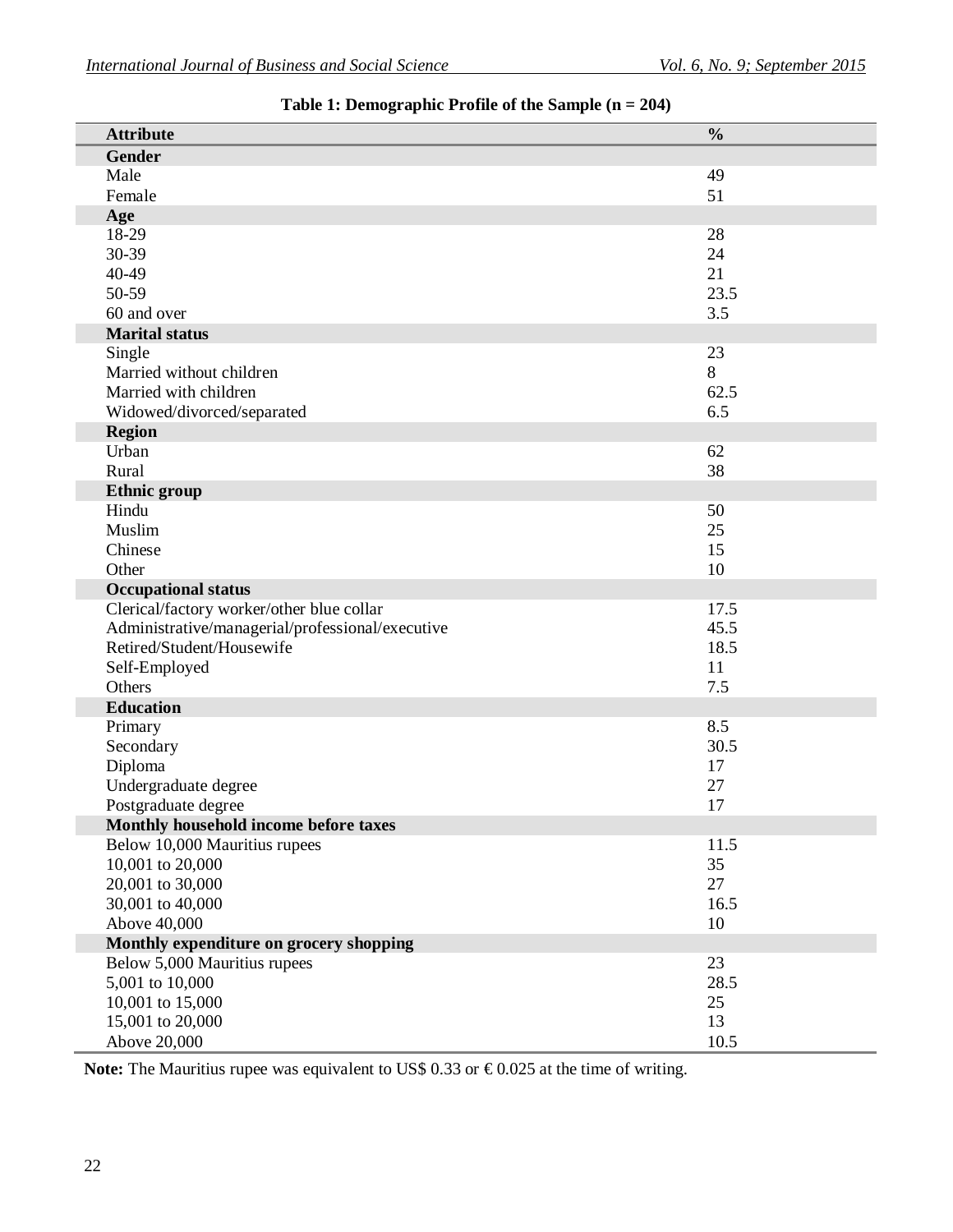**Table 1: Demographic Profile of the Sample (n = 204)**

| Attribute | % |
|---|---|
| **Gender** | |
| Male | 49 |
| Female | 51 |
| **Age** | |
| 18-29 | 28 |
| 30-39 | 24 |
| 40-49 | 21 |
| 50-59 | 23.5 |
| 60 and over | 3.5 |
| **Marital status** | |
| Single | 23 |
| Married without children | 8 |
| Married with children | 62.5 |
| Widowed/divorced/separated | 6.5 |
| **Region** | |
| Urban | 62 |
| Rural | 38 |
| **Ethnic group** | |
| Hindu | 50 |
| Muslim | 25 |
| Chinese | 15 |
| Other | 10 |
| **Occupational status** | |
| Clerical/factory worker/other blue collar | 17.5 |
| Administrative/managerial/professional/executive | 45.5 |
| Retired/Student/Housewife | 18.5 |
| Self-Employed | 11 |
| Others | 7.5 |
| **Education** | |
| Primary | 8.5 |
| Secondary | 30.5 |
| Diploma | 17 |
| Undergraduate degree | 27 |
| Postgraduate degree | 17 |
| **Monthly household income before taxes** | |
| Below 10,000 Mauritius rupees | 11.5 |
| 10,001 to 20,000 | 35 |
| 20,001 to 30,000 | 27 |
| 30,001 to 40,000 | 16.5 |
| Above 40,000 | 10 |
| **Monthly expenditure on grocery shopping** | |
| Below 5,000 Mauritius rupees | 23 |
| 5,001 to 10,000 | 28.5 |
| 10,001 to 15,000 | 25 |
| 15,001 to 20,000 | 13 |
| Above 20,000 | 10.5 |

**Note:** The Mauritius rupee was equivalent to US$ 0.33 or € 0.025 at the time of writing.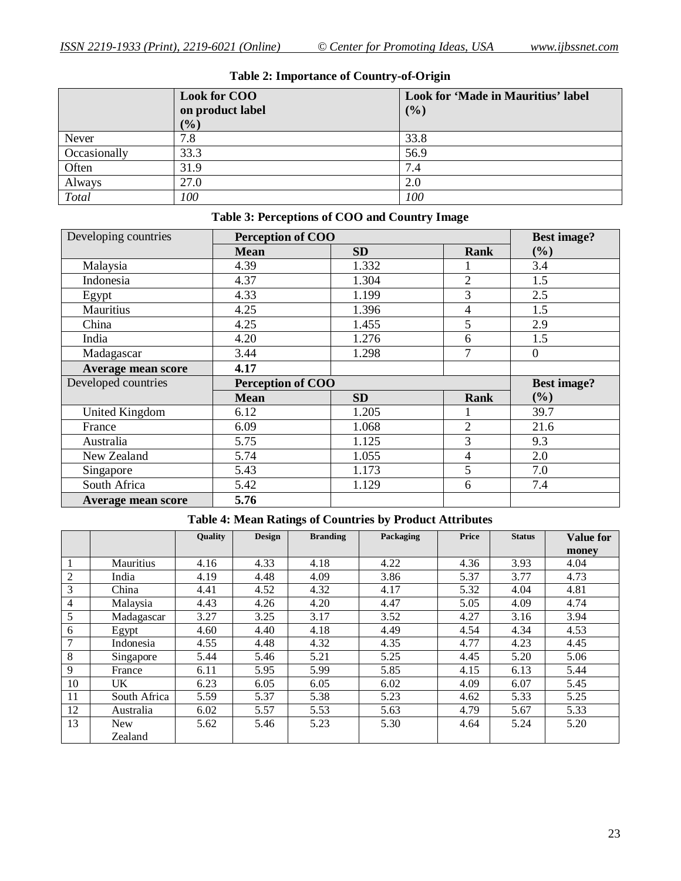**Table 2: Importance of Country-of-Origin**

| | Look for COO on product label (%) | Look for 'Made in Mauritius' label (%) |
|---|---|---|
| Never | 7.8 | 33.8 |
| Occasionally | 33.3 | 56.9 |
| Often | 31.9 | 7.4 |
| Always | 27.0 | 2.0 |
| *Total* | *100* | *100* |

**Table 3: Perceptions of COO and Country Image**

| Developing countries | Perception of COO | | | Best image? |
|---|---|---|---|---|
| | **Mean** | **SD** | **Rank** | **(%)** |
| Malaysia | 4.39 | 1.332 | 1 | 3.4 |
| Indonesia | 4.37 | 1.304 | 2 | 1.5 |
| Egypt | 4.33 | 1.199 | 3 | 2.5 |
| Mauritius | 4.25 | 1.396 | 4 | 1.5 |
| China | 4.25 | 1.455 | 5 | 2.9 |
| India | 4.20 | 1.276 | 6 | 1.5 |
| Madagascar | 3.44 | 1.298 | 7 | 0 |
| **Average mean score** | **4.17** | | | |
| Developed countries | **Perception of COO** | | | **Best image?** |
| | **Mean** | **SD** | **Rank** | **(%)** |
| United Kingdom | 6.12 | 1.205 | 1 | 39.7 |
| France | 6.09 | 1.068 | 2 | 21.6 |
| Australia | 5.75 | 1.125 | 3 | 9.3 |
| New Zealand | 5.74 | 1.055 | 4 | 2.0 |
| Singapore | 5.43 | 1.173 | 5 | 7.0 |
| South Africa | 5.42 | 1.129 | 6 | 7.4 |
| **Average mean score** | **5.76** | | | |

**Table 4: Mean Ratings of Countries by Product Attributes**

| | | Quality | Design | Branding | Packaging | Price | Status | Value for money |
|---|---|---|---|---|---|---|---|---|
| 1 | Mauritius | 4.16 | 4.33 | 4.18 | 4.22 | 4.36 | 3.93 | 4.04 |
| 2 | India | 4.19 | 4.48 | 4.09 | 3.86 | 5.37 | 3.77 | 4.73 |
| 3 | China | 4.41 | 4.52 | 4.32 | 4.17 | 5.32 | 4.04 | 4.81 |
| 4 | Malaysia | 4.43 | 4.26 | 4.20 | 4.47 | 5.05 | 4.09 | 4.74 |
| 5 | Madagascar | 3.27 | 3.25 | 3.17 | 3.52 | 4.27 | 3.16 | 3.94 |
| 6 | Egypt | 4.60 | 4.40 | 4.18 | 4.49 | 4.54 | 4.34 | 4.53 |
| 7 | Indonesia | 4.55 | 4.48 | 4.32 | 4.35 | 4.77 | 4.23 | 4.45 |
| 8 | Singapore | 5.44 | 5.46 | 5.21 | 5.25 | 4.45 | 5.20 | 5.06 |
| 9 | France | 6.11 | 5.95 | 5.99 | 5.85 | 4.15 | 6.13 | 5.44 |
| 10 | UK | 6.23 | 6.05 | 6.05 | 6.02 | 4.09 | 6.07 | 5.45 |
| 11 | South Africa | 5.59 | 5.37 | 5.38 | 5.23 | 4.62 | 5.33 | 5.25 |
| 12 | Australia | 6.02 | 5.57 | 5.53 | 5.63 | 4.79 | 5.67 | 5.33 |
| 13 | New Zealand | 5.62 | 5.46 | 5.23 | 5.30 | 4.64 | 5.24 | 5.20 |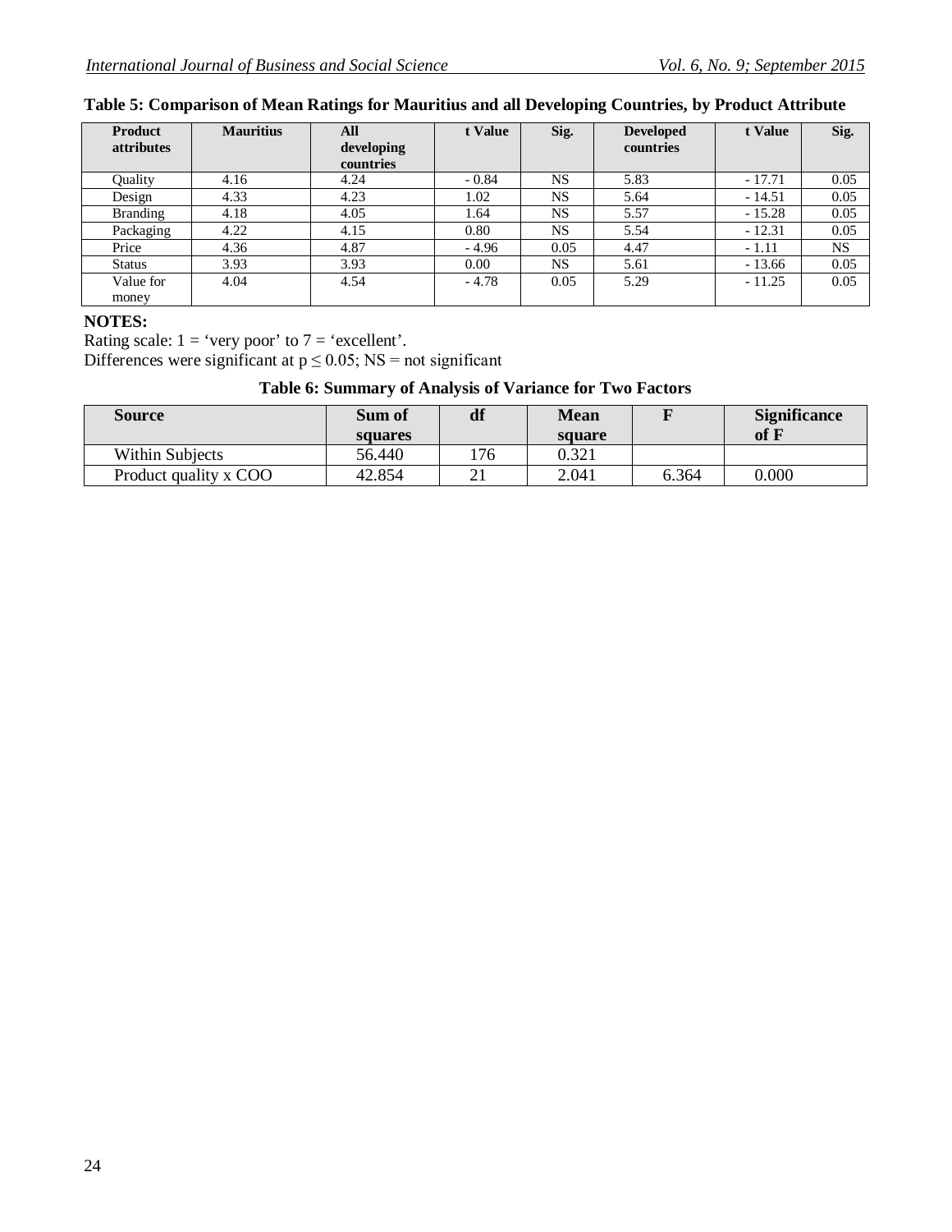**Table 5: Comparison of Mean Ratings for Mauritius and all Developing Countries, by Product Attribute**

| Product attributes | Mauritius | All developing countries | t Value | Sig. | Developed countries | t Value | Sig. |
|---|---|---|---|---|---|---|---|
| Quality | 4.16 | 4.24 | - 0.84 | NS | 5.83 | - 17.71 | 0.05 |
| Design | 4.33 | 4.23 | 1.02 | NS | 5.64 | - 14.51 | 0.05 |
| Branding | 4.18 | 4.05 | 1.64 | NS | 5.57 | - 15.28 | 0.05 |
| Packaging | 4.22 | 4.15 | 0.80 | NS | 5.54 | - 12.31 | 0.05 |
| Price | 4.36 | 4.87 | - 4.96 | 0.05 | 4.47 | - 1.11 | NS |
| Status | 3.93 | 3.93 | 0.00 | NS | 5.61 | - 13.66 | 0.05 |
| Value for money | 4.04 | 4.54 | - 4.78 | 0.05 | 5.29 | - 11.25 | 0.05 |

**NOTES:**

Rating scale: 1 = 'very poor' to 7 = 'excellent'.

Differences were significant at $p \leq 0.05$; NS = not significant

**Table 6: Summary of Analysis of Variance for Two Factors**

| Source | Sum of squares | df | Mean square | F | Significance of F |
|---|---|---|---|---|---|
| Within Subjects | 56.440 | 176 | 0.321 | | |
| Product quality x COO | 42.854 | 21 | 2.041 | 6.364 | 0.000 |